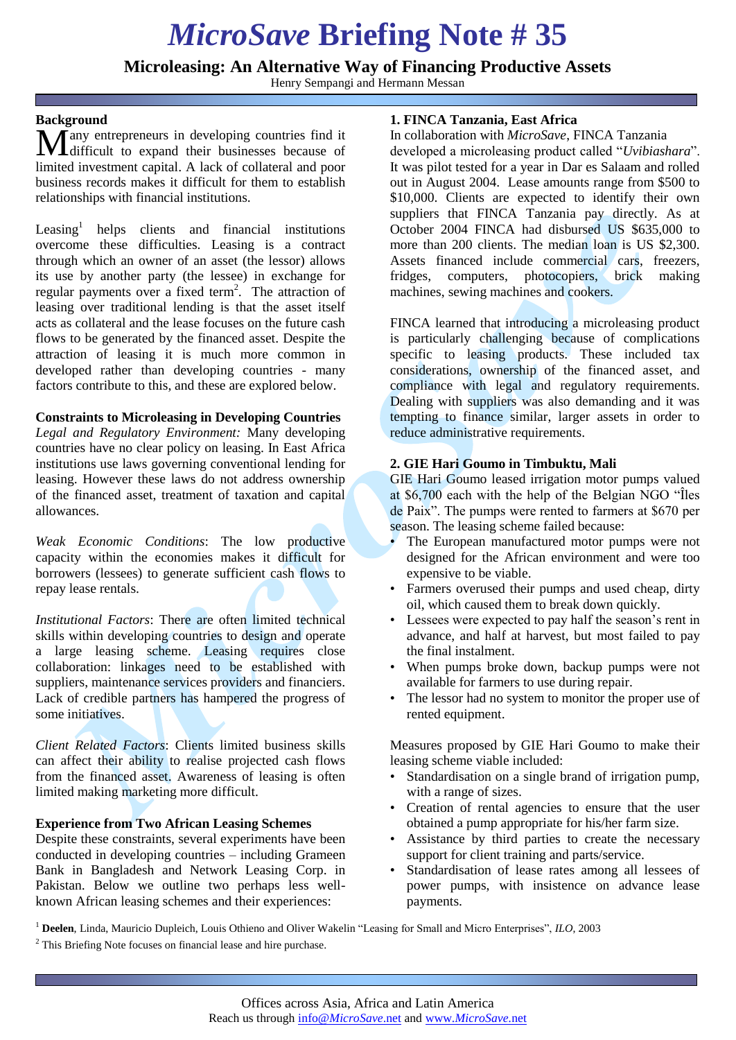# *MicroSave* Briefing Note # 35

## Microleasing: An Alternative Way of Financing Productive Assets

Henry Sempangi and Hermann Messan

### Background

Many entrepreneurs in developing countries find it difficult to expand their businesses because of limited investment capital. A lack of collateral and poor business records makes it difficult for them to establish relationships with financial institutions.

Leasing[1] helps clients and financial institutions overcome these difficulties. Leasing is a contract through which an owner of an asset (the lessor) allows its use by another party (the lessee) in exchange for regular payments over a fixed term[2]. The attraction of leasing over traditional lending is that the asset itself acts as collateral and the lease focuses on the future cash flows to be generated by the financed asset. Despite the attraction of leasing it is much more common in developed rather than developing countries - many factors contribute to this, and these are explored below.

### Constraints to Microleasing in Developing Countries

*Legal and Regulatory Environment:* Many developing countries have no clear policy on leasing. In East Africa institutions use laws governing conventional lending for leasing. However these laws do not address ownership of the financed asset, treatment of taxation and capital allowances.

*Weak Economic Conditions*: The low productive capacity within the economies makes it difficult for borrowers (lessees) to generate sufficient cash flows to repay lease rentals.

*Institutional Factors*: There are often limited technical skills within developing countries to design and operate a large leasing scheme. Leasing requires close collaboration: linkages need to be established with suppliers, maintenance services providers and financiers. Lack of credible partners has hampered the progress of some initiatives.

*Client Related Factors*: Clients limited business skills can affect their ability to realise projected cash flows from the financed asset. Awareness of leasing is often limited making marketing more difficult.

### Experience from Two African Leasing Schemes

Despite these constraints, several experiments have been conducted in developing countries – including Grameen Bank in Bangladesh and Network Leasing Corp. in Pakistan. Below we outline two perhaps less well-known African leasing schemes and their experiences:

### 1. FINCA Tanzania, East Africa

In collaboration with *MicroSave*, FINCA Tanzania developed a microleasing product called "*Uvibiashara*". It was pilot tested for a year in Dar es Salaam and rolled out in August 2004. Lease amounts range from $500 to $10,000. Clients are expected to identify their own suppliers that FINCA Tanzania pay directly. As at October 2004 FINCA had disbursed US $635,000 to more than 200 clients. The median loan is US $2,300. Assets financed include commercial cars, freezers, fridges, computers, photocopiers, brick making machines, sewing machines and cookers.

FINCA learned that introducing a microleasing product is particularly challenging because of complications specific to leasing products. These included tax considerations, ownership of the financed asset, and compliance with legal and regulatory requirements. Dealing with suppliers was also demanding and it was tempting to finance similar, larger assets in order to reduce administrative requirements.

### 2. GIE Hari Goumo in Timbuktu, Mali

GIE Hari Goumo leased irrigation motor pumps valued at $6,700 each with the help of the Belgian NGO "Îles de Paix". The pumps were rented to farmers at $670 per season. The leasing scheme failed because:

- The European manufactured motor pumps were not designed for the African environment and were too expensive to be viable.
- Farmers overused their pumps and used cheap, dirty oil, which caused them to break down quickly.
- Lessees were expected to pay half the season's rent in advance, and half at harvest, but most failed to pay the final instalment.
- When pumps broke down, backup pumps were not available for farmers to use during repair.
- The lessor had no system to monitor the proper use of rented equipment.

Measures proposed by GIE Hari Goumo to make their leasing scheme viable included:

- Standardisation on a single brand of irrigation pump, with a range of sizes.
- Creation of rental agencies to ensure that the user obtained a pump appropriate for his/her farm size.
- Assistance by third parties to create the necessary support for client training and parts/service.
- Standardisation of lease rates among all lessees of power pumps, with insistence on advance lease payments.

---

[1] **Deelen**, Linda, Mauricio Dupleich, Louis Othieno and Oliver Wakelin "Leasing for Small and Micro Enterprises", *ILO*, 2003

[2] This Briefing Note focuses on financial lease and hire purchase.

Offices across Asia, Africa and Latin America
Reach us through info@*MicroSave*.net and www.*MicroSave*.net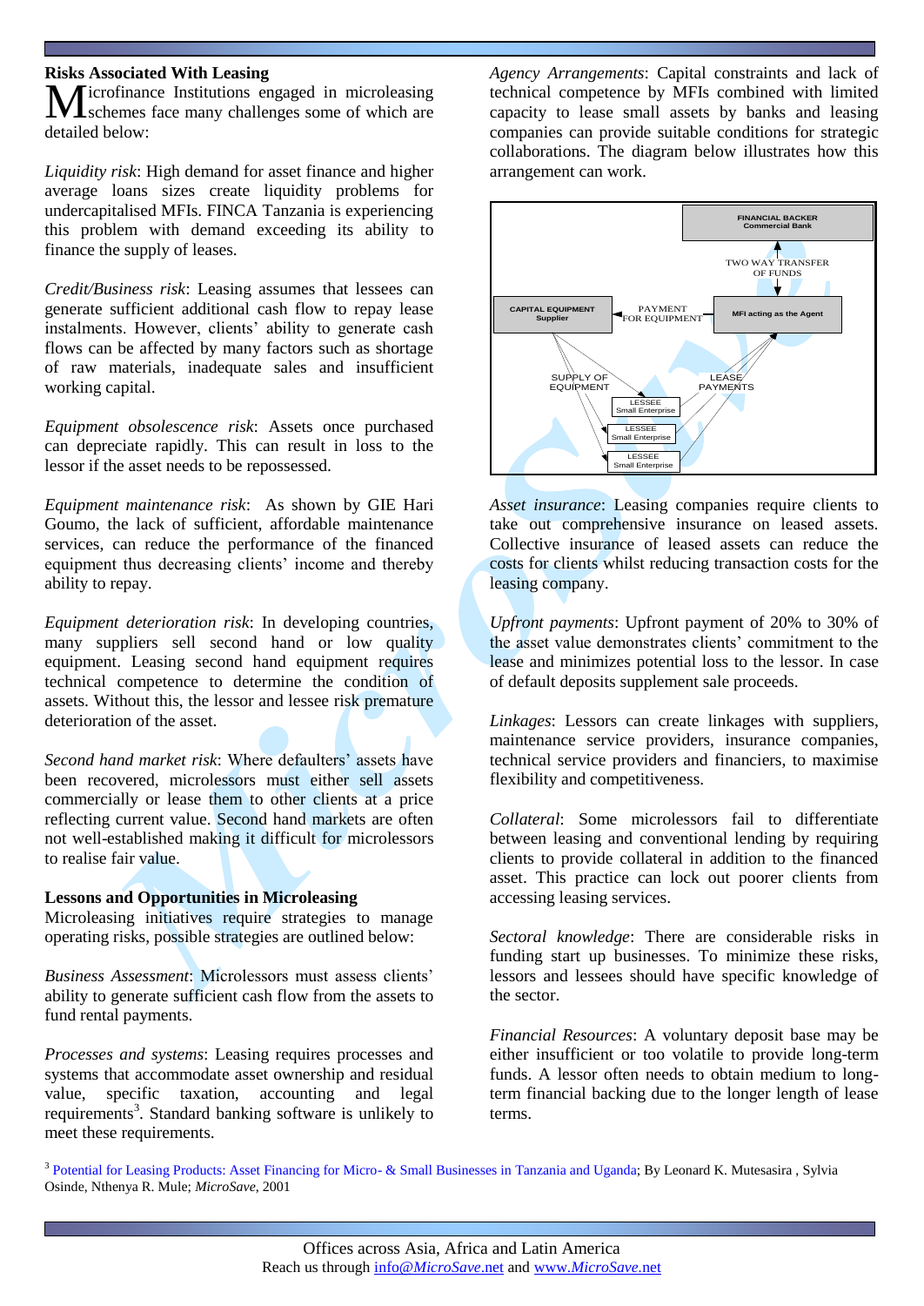## Risks Associated With Leasing

Microfinance Institutions engaged in microleasing schemes face many challenges some of which are detailed below:

*Liquidity risk*: High demand for asset finance and higher average loans sizes create liquidity problems for undercapitalised MFIs. FINCA Tanzania is experiencing this problem with demand exceeding its ability to finance the supply of leases.

*Credit/Business risk*: Leasing assumes that lessees can generate sufficient additional cash flow to repay lease instalments. However, clients' ability to generate cash flows can be affected by many factors such as shortage of raw materials, inadequate sales and insufficient working capital.

*Equipment obsolescence risk*: Assets once purchased can depreciate rapidly. This can result in loss to the lessor if the asset needs to be repossessed.

*Equipment maintenance risk*: As shown by GIE Hari Goumo, the lack of sufficient, affordable maintenance services, can reduce the performance of the financed equipment thus decreasing clients' income and thereby ability to repay.

*Equipment deterioration risk*: In developing countries, many suppliers sell second hand or low quality equipment. Leasing second hand equipment requires technical competence to determine the condition of assets. Without this, the lessor and lessee risk premature deterioration of the asset.

*Second hand market risk*: Where defaulters' assets have been recovered, microlessors must either sell assets commercially or lease them to other clients at a price reflecting current value. Second hand markets are often not well-established making it difficult for microlessors to realise fair value.

## Lessons and Opportunities in Microleasing

Microleasing initiatives require strategies to manage operating risks, possible strategies are outlined below:

*Business Assessment*: Microlessors must assess clients' ability to generate sufficient cash flow from the assets to fund rental payments.

*Processes and systems*: Leasing requires processes and systems that accommodate asset ownership and residual value, specific taxation, accounting and legal requirements[3]. Standard banking software is unlikely to meet these requirements.

*Agency Arrangements*: Capital constraints and lack of technical competence by MFIs combined with limited capacity to lease small assets by banks and leasing companies can provide suitable conditions for strategic collaborations. The diagram below illustrates how this arrangement can work.

FINANCIAL BACKER
Commercial Bank

TWO WAY TRANSFER OF FUNDS

CAPITAL EQUIPMENT Supplier

PAYMENT FOR EQUIPMENT

MFI acting as the Agent

SUPPLY OF EQUIPMENT

LEASE PAYMENTS

LESSEE Small Enterprise

LESSEE Small Enterprise

LESSEE Small Enterprise

*Asset insurance*: Leasing companies require clients to take out comprehensive insurance on leased assets. Collective insurance of leased assets can reduce the costs for clients whilst reducing transaction costs for the leasing company.

*Upfront payments*: Upfront payment of 20% to 30% of the asset value demonstrates clients' commitment to the lease and minimizes potential loss to the lessor. In case of default deposits supplement sale proceeds.

*Linkages*: Lessors can create linkages with suppliers, maintenance service providers, insurance companies, technical service providers and financiers, to maximise flexibility and competitiveness.

*Collateral*: Some microlessors fail to differentiate between leasing and conventional lending by requiring clients to provide collateral in addition to the financed asset. This practice can lock out poorer clients from accessing leasing services.

*Sectoral knowledge*: There are considerable risks in funding start up businesses. To minimize these risks, lessors and lessees should have specific knowledge of the sector.

*Financial Resources*: A voluntary deposit base may be either insufficient or too volatile to provide long-term funds. A lessor often needs to obtain medium to long-term financial backing due to the longer length of lease terms.

---

[3] Potential for Leasing Products: Asset Financing for Micro- & Small Businesses in Tanzania and Uganda; By Leonard K. Mutesasira , Sylvia Osinde, Nthenya R. Mule; *MicroSave*, 2001

Offices across Asia, Africa and Latin America
Reach us through info@*MicroSave*.net and www.*MicroSave*.net